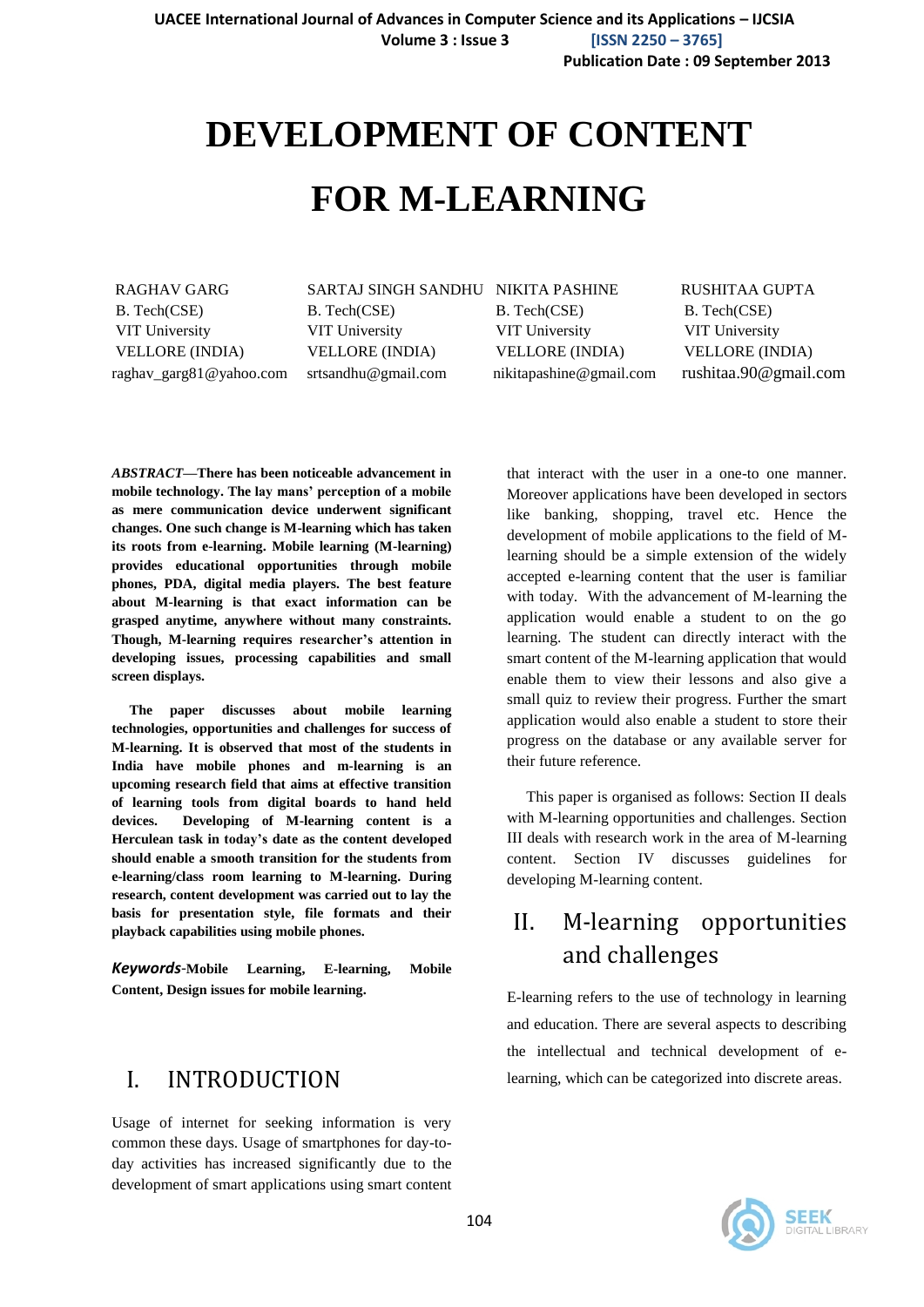# DEVELOPMENT OF CONTENT FOR M-LEARNING

RAGHAV GARG
B. Tech(CSE)
VIT University
VELLORE (INDIA)
raghav_garg81@yahoo.com

SARTAJ SINGH SANDHU
B. Tech(CSE)
VIT University
VELLORE (INDIA)
srtsandhu@gmail.com

NIKITA PASHINE
B. Tech(CSE)
VIT University
VELLORE (INDIA)
nikitapashine@gmail.com

RUSHITAA GUPTA
B. Tech(CSE)
VIT University
VELLORE (INDIA)
rushitaa.90@gmail.com

***ABSTRACT*—There has been noticeable advancement in mobile technology. The lay mans' perception of a mobile as mere communication device underwent significant changes. One such change is M-learning which has taken its roots from e-learning. Mobile learning (M-learning) provides educational opportunities through mobile phones, PDA, digital media players. The best feature about M-learning is that exact information can be grasped anytime, anywhere without many constraints. Though, M-learning requires researcher's attention in developing issues, processing capabilities and small screen displays.**

**The paper discusses about mobile learning technologies, opportunities and challenges for success of M-learning. It is observed that most of the students in India have mobile phones and m-learning is an upcoming research field that aims at effective transition of learning tools from digital boards to hand held devices. Developing of M-learning content is a Herculean task in today's date as the content developed should enable a smooth transition for the students from e-learning/class room learning to M-learning. During research, content development was carried out to lay the basis for presentation style, file formats and their playback capabilities using mobile phones.**

***Keywords*-Mobile Learning, E-learning, Mobile Content, Design issues for mobile learning.**

## I. INTRODUCTION

Usage of internet for seeking information is very common these days. Usage of smartphones for day-to-day activities has increased significantly due to the development of smart applications using smart content that interact with the user in a one-to one manner. Moreover applications have been developed in sectors like banking, shopping, travel etc. Hence the development of mobile applications to the field of M-learning should be a simple extension of the widely accepted e-learning content that the user is familiar with today. With the advancement of M-learning the application would enable a student to on the go learning. The student can directly interact with the smart content of the M-learning application that would enable them to view their lessons and also give a small quiz to review their progress. Further the smart application would also enable a student to store their progress on the database or any available server for their future reference.

This paper is organised as follows: Section II deals with M-learning opportunities and challenges. Section III deals with research work in the area of M-learning content. Section IV discusses guidelines for developing M-learning content.

## II. M-learning opportunities and challenges

E-learning refers to the use of technology in learning and education. There are several aspects to describing the intellectual and technical development of e-learning, which can be categorized into discrete areas.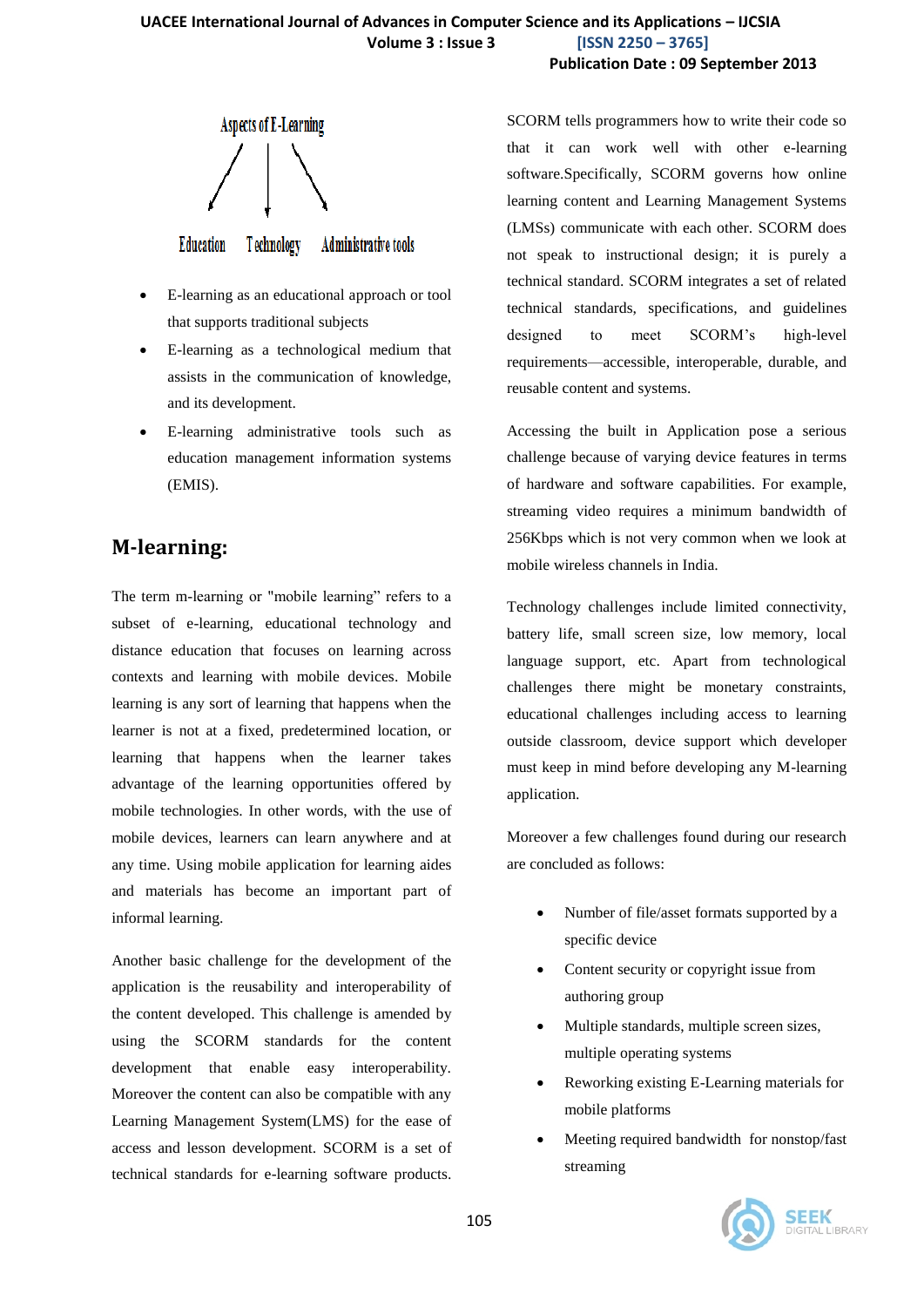Aspects of E-Learning

Education Technology Administrative tools

- E-learning as an educational approach or tool that supports traditional subjects
- E-learning as a technological medium that assists in the communication of knowledge, and its development.
- E-learning administrative tools such as education management information systems (EMIS).

## M-learning:

The term m-learning or "mobile learning" refers to a subset of e-learning, educational technology and distance education that focuses on learning across contexts and learning with mobile devices. Mobile learning is any sort of learning that happens when the learner is not at a fixed, predetermined location, or learning that happens when the learner takes advantage of the learning opportunities offered by mobile technologies. In other words, with the use of mobile devices, learners can learn anywhere and at any time. Using mobile application for learning aides and materials has become an important part of informal learning.

Another basic challenge for the development of the application is the reusability and interoperability of the content developed. This challenge is amended by using the SCORM standards for the content development that enable easy interoperability. Moreover the content can also be compatible with any Learning Management System(LMS) for the ease of access and lesson development. SCORM is a set of technical standards for e-learning software products. SCORM tells programmers how to write their code so that it can work well with other e-learning software.Specifically, SCORM governs how online learning content and Learning Management Systems (LMSs) communicate with each other. SCORM does not speak to instructional design; it is purely a technical standard. SCORM integrates a set of related technical standards, specifications, and guidelines designed to meet SCORM's high-level requirements—accessible, interoperable, durable, and reusable content and systems.

Accessing the built in Application pose a serious challenge because of varying device features in terms of hardware and software capabilities. For example, streaming video requires a minimum bandwidth of 256Kbps which is not very common when we look at mobile wireless channels in India.

Technology challenges include limited connectivity, battery life, small screen size, low memory, local language support, etc. Apart from technological challenges there might be monetary constraints, educational challenges including access to learning outside classroom, device support which developer must keep in mind before developing any M-learning application.

Moreover a few challenges found during our research are concluded as follows:

- Number of file/asset formats supported by a specific device
- Content security or copyright issue from authoring group
- Multiple standards, multiple screen sizes, multiple operating systems
- Reworking existing E-Learning materials for mobile platforms
- Meeting required bandwidth for nonstop/fast streaming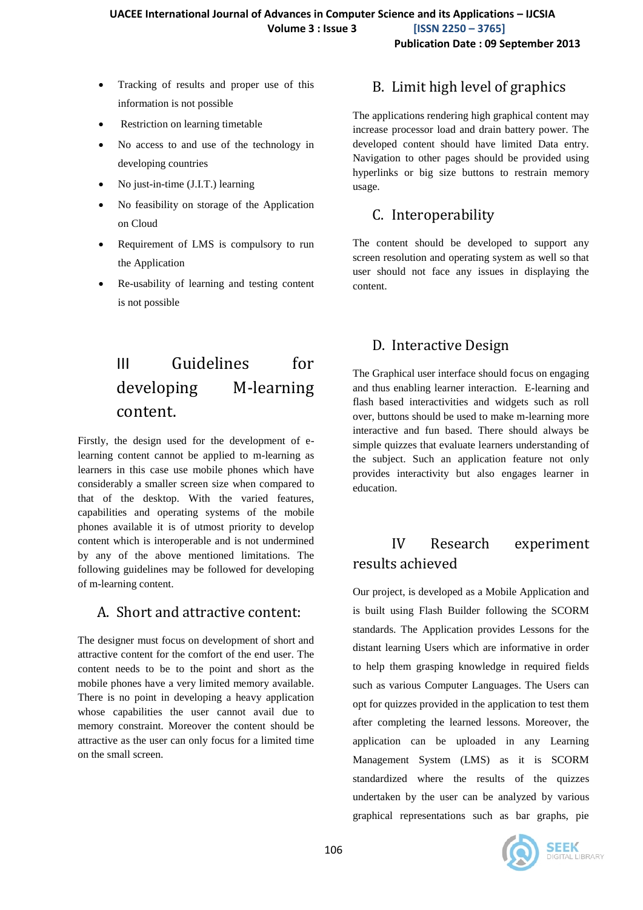- Tracking of results and proper use of this information is not possible
- Restriction on learning timetable
- No access to and use of the technology in developing countries
- No just-in-time (J.I.T.) learning
- No feasibility on storage of the Application on Cloud
- Requirement of LMS is compulsory to run the Application
- Re-usability of learning and testing content is not possible

## III Guidelines for developing M-learning content.

Firstly, the design used for the development of e-learning content cannot be applied to m-learning as learners in this case use mobile phones which have considerably a smaller screen size when compared to that of the desktop. With the varied features, capabilities and operating systems of the mobile phones available it is of utmost priority to develop content which is interoperable and is not undermined by any of the above mentioned limitations. The following guidelines may be followed for developing of m-learning content.

### A. Short and attractive content:

The designer must focus on development of short and attractive content for the comfort of the end user. The content needs to be to the point and short as the mobile phones have a very limited memory available. There is no point in developing a heavy application whose capabilities the user cannot avail due to memory constraint. Moreover the content should be attractive as the user can only focus for a limited time on the small screen.

### B. Limit high level of graphics

The applications rendering high graphical content may increase processor load and drain battery power. The developed content should have limited Data entry. Navigation to other pages should be provided using hyperlinks or big size buttons to restrain memory usage.

### C. Interoperability

The content should be developed to support any screen resolution and operating system as well so that user should not face any issues in displaying the content.

### D. Interactive Design

The Graphical user interface should focus on engaging and thus enabling learner interaction. E-learning and flash based interactivities and widgets such as roll over, buttons should be used to make m-learning more interactive and fun based. There should always be simple quizzes that evaluate learners understanding of the subject. Such an application feature not only provides interactivity but also engages learner in education.

## IV Research experiment results achieved

Our project, is developed as a Mobile Application and is built using Flash Builder following the SCORM standards. The Application provides Lessons for the distant learning Users which are informative in order to help them grasping knowledge in required fields such as various Computer Languages. The Users can opt for quizzes provided in the application to test them after completing the learned lessons. Moreover, the application can be uploaded in any Learning Management System (LMS) as it is SCORM standardized where the results of the quizzes undertaken by the user can be analyzed by various graphical representations such as bar graphs, pie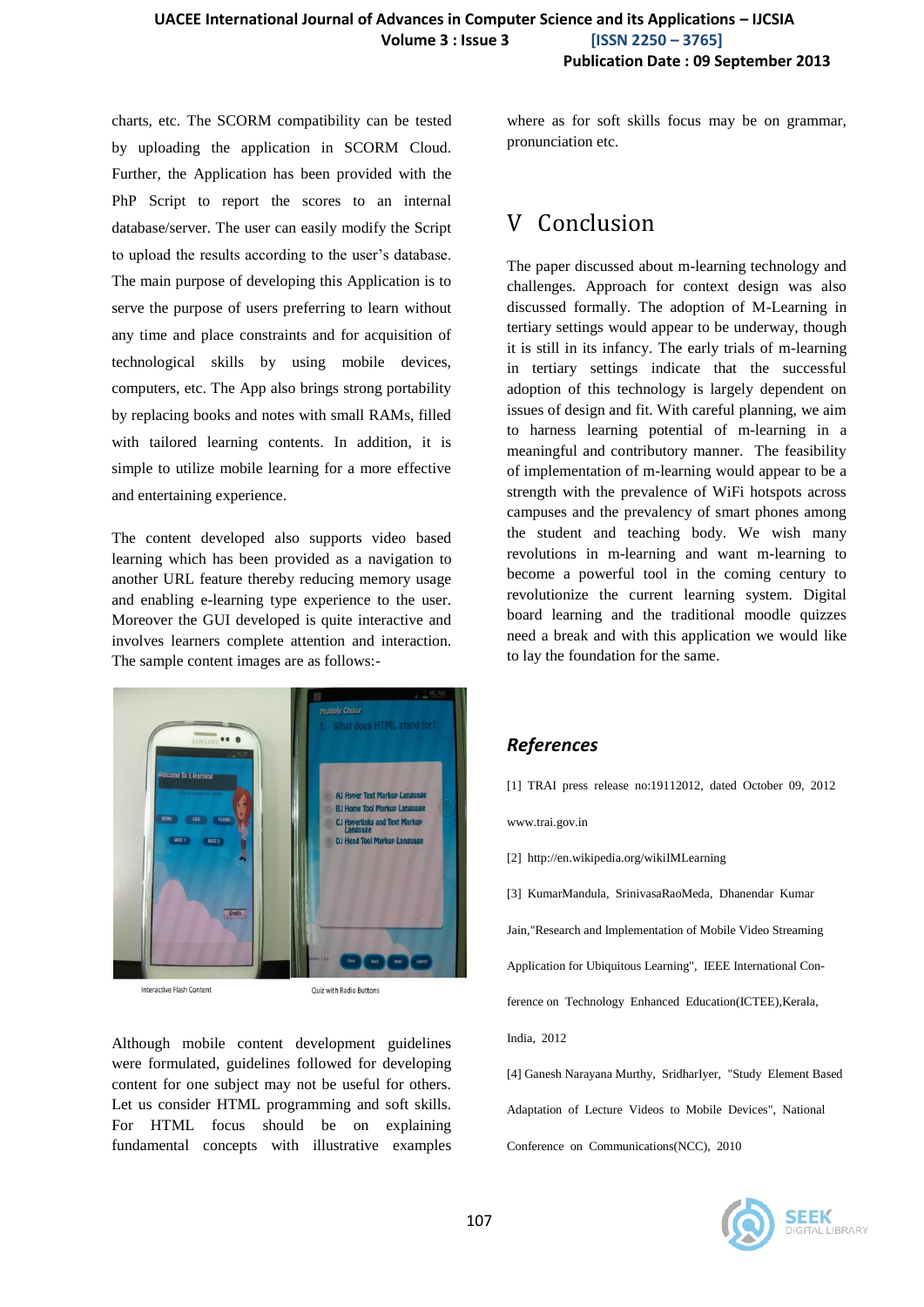charts, etc. The SCORM compatibility can be tested by uploading the application in SCORM Cloud. Further, the Application has been provided with the PhP Script to report the scores to an internal database/server. The user can easily modify the Script to upload the results according to the user's database. The main purpose of developing this Application is to serve the purpose of users preferring to learn without any time and place constraints and for acquisition of technological skills by using mobile devices, computers, etc. The App also brings strong portability by replacing books and notes with small RAMs, filled with tailored learning contents. In addition, it is simple to utilize mobile learning for a more effective and entertaining experience.

The content developed also supports video based learning which has been provided as a navigation to another URL feature thereby reducing memory usage and enabling e-learning type experience to the user. Moreover the GUI developed is quite interactive and involves learners complete attention and interaction. The sample content images are as follows:-

Interactive Flash Content

Quiz with Radio Buttons

Although mobile content development guidelines were formulated, guidelines followed for developing content for one subject may not be useful for others. Let us consider HTML programming and soft skills. For HTML focus should be on explaining fundamental concepts with illustrative examples where as for soft skills focus may be on grammar, pronunciation etc.

## V Conclusion

The paper discussed about m-learning technology and challenges. Approach for context design was also discussed formally. The adoption of M-Learning in tertiary settings would appear to be underway, though it is still in its infancy. The early trials of m-learning in tertiary settings indicate that the successful adoption of this technology is largely dependent on issues of design and fit. With careful planning, we aim to harness learning potential of m-learning in a meaningful and contributory manner. The feasibility of implementation of m-learning would appear to be a strength with the prevalence of WiFi hotspots across campuses and the prevalency of smart phones among the student and teaching body. We wish many revolutions in m-learning and want m-learning to become a powerful tool in the coming century to revolutionize the current learning system. Digital board learning and the traditional moodle quizzes need a break and with this application we would like to lay the foundation for the same.

## *References*

[1] TRAI press release no:19112012, dated October 09, 2012 www.trai.gov.in

[2] http://en.wikipedia.org/wikiIMLearning

[3] KumarMandula, SrinivasaRaoMeda, Dhanendar Kumar Jain,"Research and Implementation of Mobile Video Streaming Application for Ubiquitous Learning", IEEE International Conference on Technology Enhanced Education(ICTEE),Kerala, India, 2012

[4] Ganesh Narayana Murthy, SridharIyer, "Study Element Based Adaptation of Lecture Videos to Mobile Devices", National Conference on Communications(NCC), 2010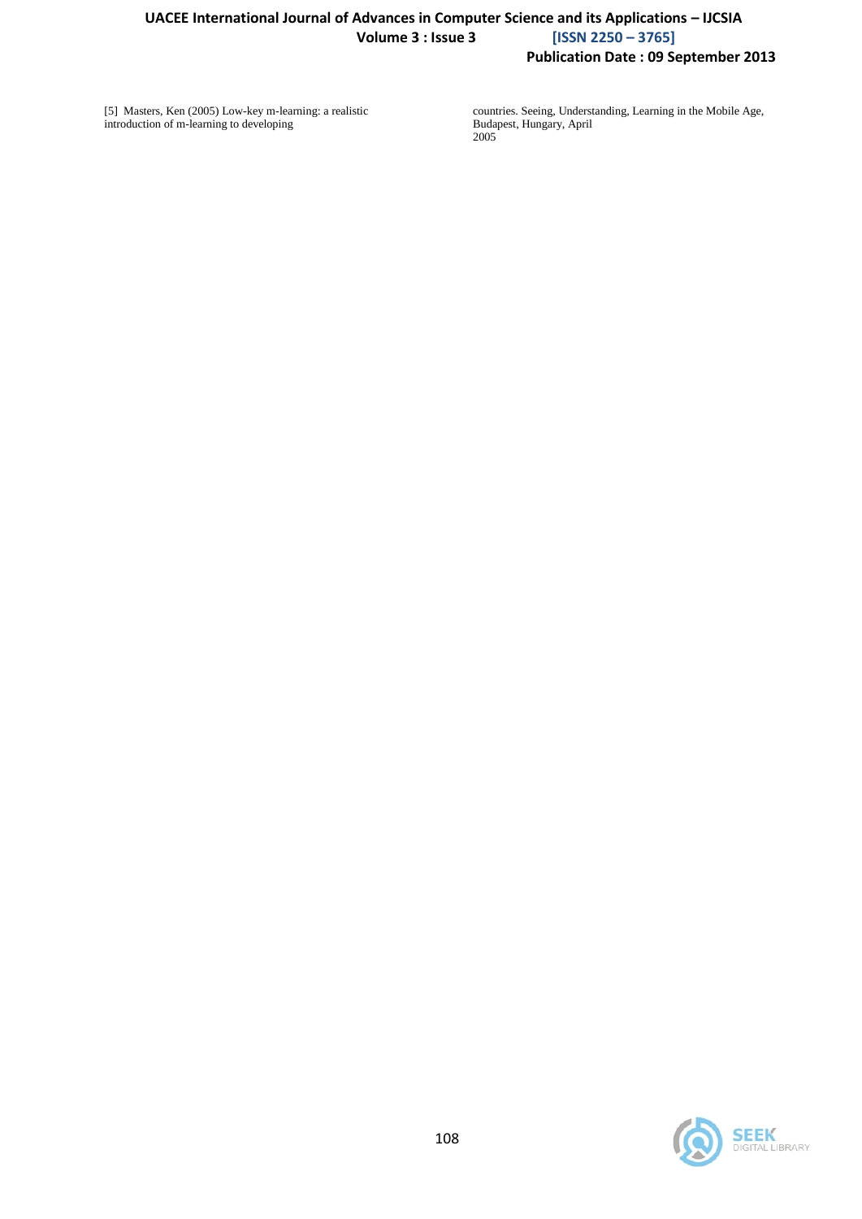[5] Masters, Ken (2005) Low-key m-learning: a realistic introduction of m-learning to developing countries. Seeing, Understanding, Learning in the Mobile Age, Budapest, Hungary, April 2005